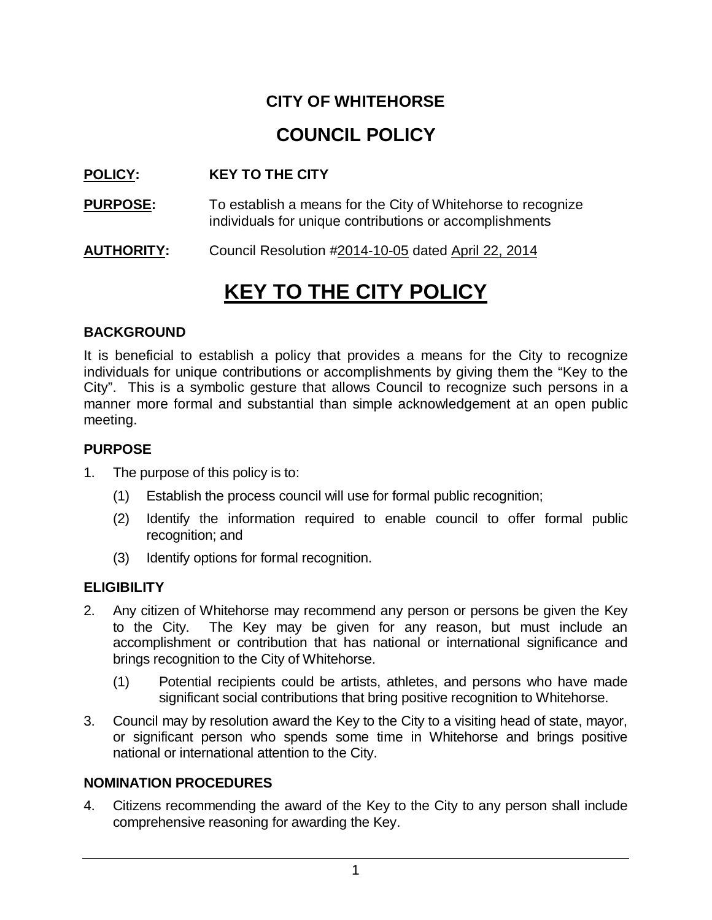# CITY OF WHITEHORSE

# COUNCIL POLICY

**POLICY:** **KEY TO THE CITY**

**PURPOSE:** To establish a means for the City of Whitehorse to recognize individuals for unique contributions or accomplishments

**AUTHORITY:** Council Resolution #2014-10-05 dated April 22, 2014

# KEY TO THE CITY POLICY

### BACKGROUND

It is beneficial to establish a policy that provides a means for the City to recognize individuals for unique contributions or accomplishments by giving them the "Key to the City". This is a symbolic gesture that allows Council to recognize such persons in a manner more formal and substantial than simple acknowledgement at an open public meeting.

### PURPOSE

1. The purpose of this policy is to:
   (1) Establish the process council will use for formal public recognition;
   (2) Identify the information required to enable council to offer formal public recognition; and
   (3) Identify options for formal recognition.

### ELIGIBILITY

2. Any citizen of Whitehorse may recommend any person or persons be given the Key to the City. The Key may be given for any reason, but must include an accomplishment or contribution that has national or international significance and brings recognition to the City of Whitehorse.
   (1) Potential recipients could be artists, athletes, and persons who have made significant social contributions that bring positive recognition to Whitehorse.
3. Council may by resolution award the Key to the City to a visiting head of state, mayor, or significant person who spends some time in Whitehorse and brings positive national or international attention to the City.

### NOMINATION PROCEDURES

4. Citizens recommending the award of the Key to the City to any person shall include comprehensive reasoning for awarding the Key.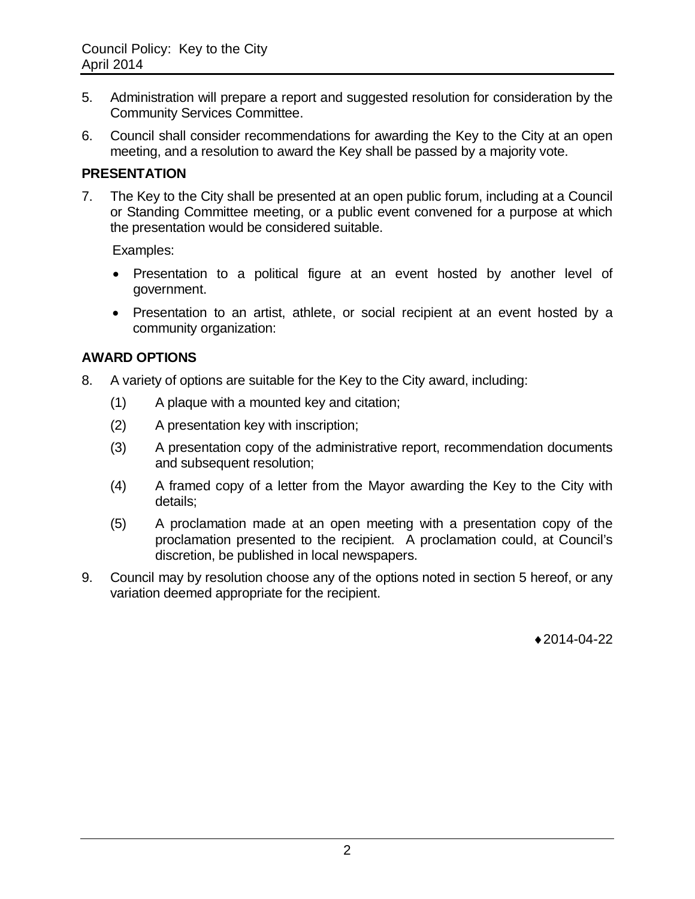5. Administration will prepare a report and suggested resolution for consideration by the Community Services Committee.

6. Council shall consider recommendations for awarding the Key to the City at an open meeting, and a resolution to award the Key shall be passed by a majority vote.

**PRESENTATION**

7. The Key to the City shall be presented at an open public forum, including at a Council or Standing Committee meeting, or a public event convened for a purpose at which the presentation would be considered suitable.

   Examples:

   - Presentation to a political figure at an event hosted by another level of government.
   - Presentation to an artist, athlete, or social recipient at an event hosted by a community organization:

**AWARD OPTIONS**

8. A variety of options are suitable for the Key to the City award, including:

   (1) A plaque with a mounted key and citation;

   (2) A presentation key with inscription;

   (3) A presentation copy of the administrative report, recommendation documents and subsequent resolution;

   (4) A framed copy of a letter from the Mayor awarding the Key to the City with details;

   (5) A proclamation made at an open meeting with a presentation copy of the proclamation presented to the recipient. A proclamation could, at Council's discretion, be published in local newspapers.

9. Council may by resolution choose any of the options noted in section 5 hereof, or any variation deemed appropriate for the recipient.

♦2014-04-22